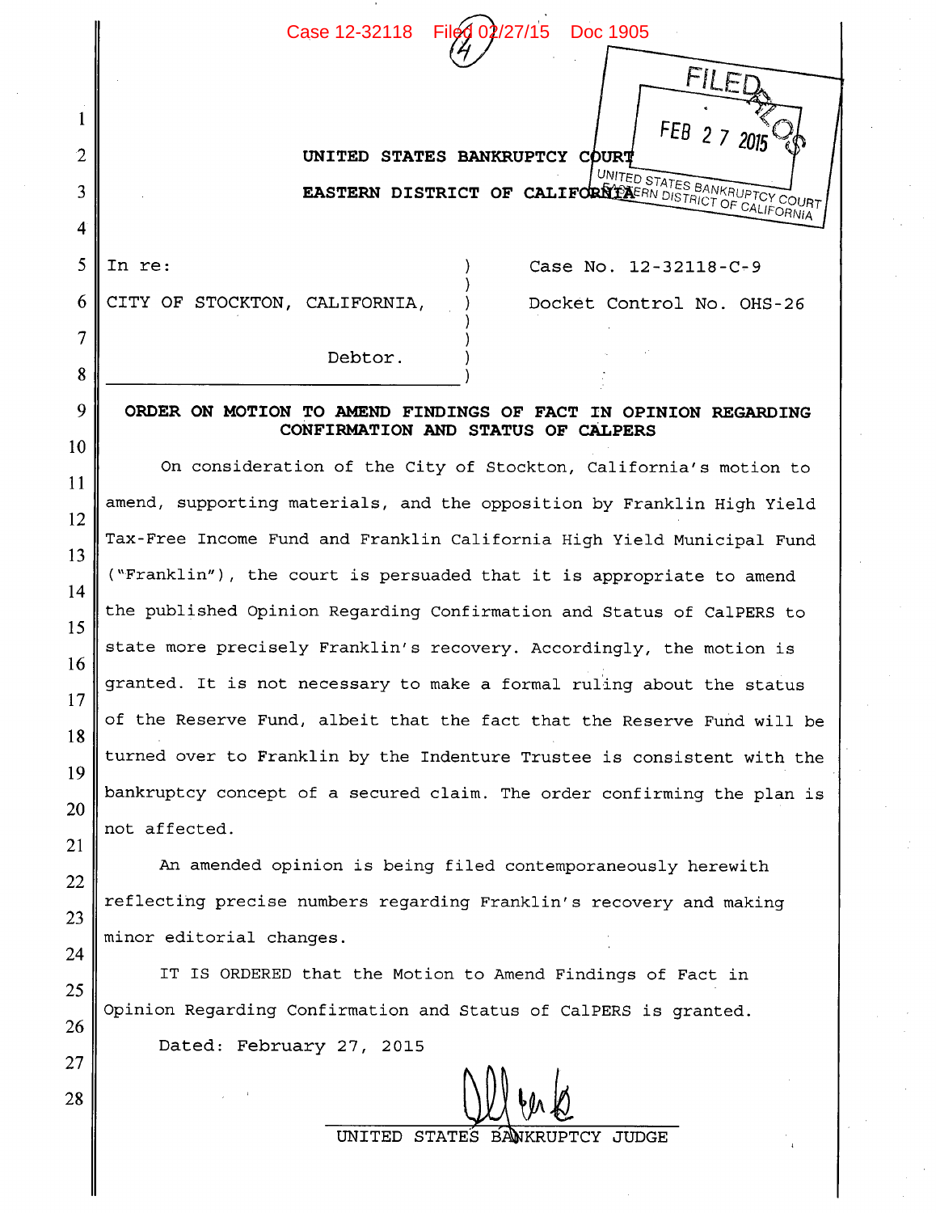UNITED STATES BANKRUPTCY COURT

EASTERN DISTRICT OF CALIFORNIA

FILED

FEB 27 2015

UNITED STATES BANKRUPTCY COURT
EASTERN DISTRICT OF CALIFORNIA

In re:

CITY OF STOCKTON, CALIFORNIA,

Debtor.

Case No. 12-32118-C-9

Docket Control No. OHS-26

**ORDER ON MOTION TO AMEND FINDINGS OF FACT IN OPINION REGARDING CONFIRMATION AND STATUS OF CALPERS**

On consideration of the City of Stockton, California's motion to amend, supporting materials, and the opposition by Franklin High Yield Tax-Free Income Fund and Franklin California High Yield Municipal Fund ("Franklin"), the court is persuaded that it is appropriate to amend the published Opinion Regarding Confirmation and Status of CalPERS to state more precisely Franklin's recovery. Accordingly, the motion is granted. It is not necessary to make a formal ruling about the status of the Reserve Fund, albeit that the fact that the Reserve Fund will be turned over to Franklin by the Indenture Trustee is consistent with the bankruptcy concept of a secured claim. The order confirming the plan is not affected.

An amended opinion is being filed contemporaneously herewith reflecting precise numbers regarding Franklin's recovery and making minor editorial changes.

IT IS ORDERED that the Motion to Amend Findings of Fact in Opinion Regarding Confirmation and Status of CalPERS is granted.

Dated: February 27, 2015

UNITED STATES BANKRUPTCY JUDGE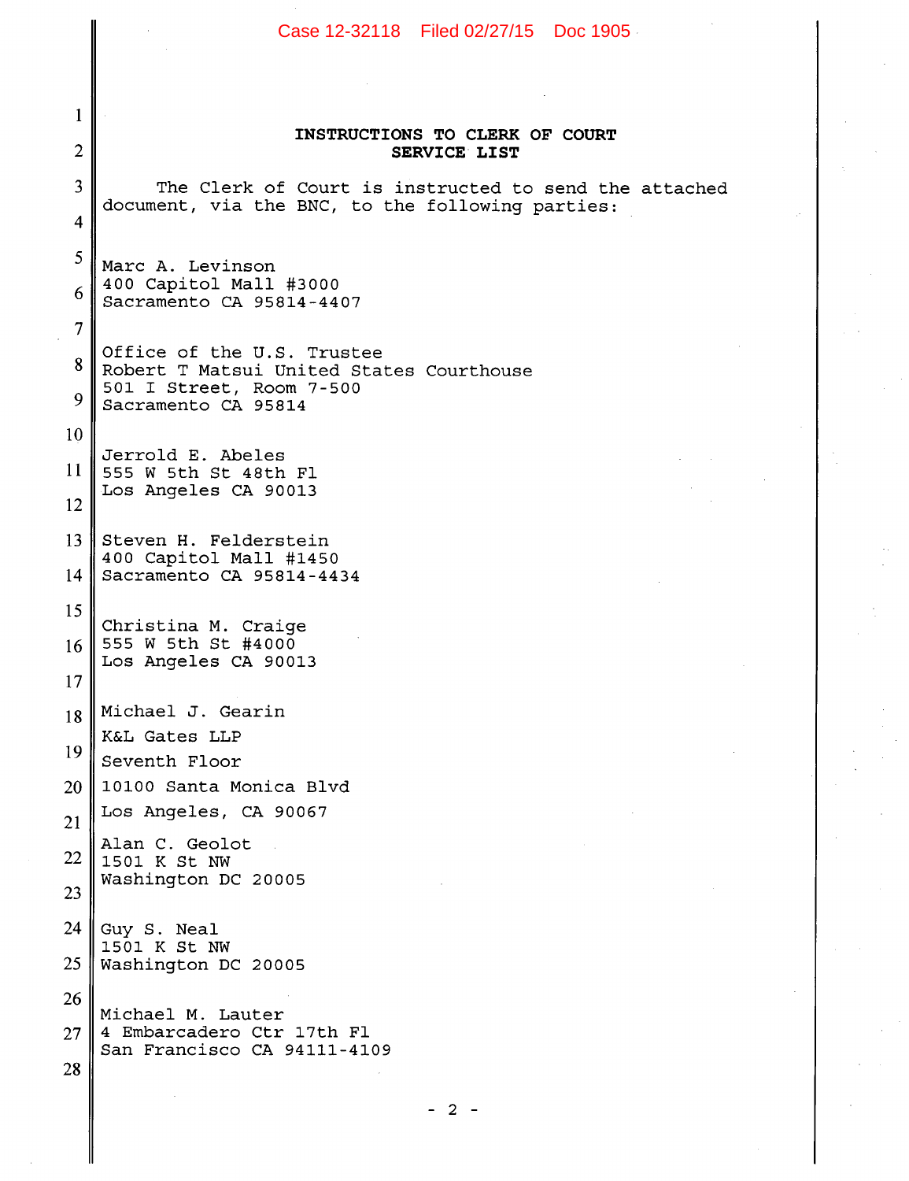**INSTRUCTIONS TO CLERK OF COURT**
**SERVICE LIST**

The Clerk of Court is instructed to send the attached document, via the BNC, to the following parties:

Marc A. Levinson
400 Capitol Mall #3000
Sacramento CA 95814-4407

Office of the U.S. Trustee
Robert T Matsui United States Courthouse
501 I Street, Room 7-500
Sacramento CA 95814

Jerrold E. Abeles
555 W 5th St 48th Fl
Los Angeles CA 90013

Steven H. Felderstein
400 Capitol Mall #1450
Sacramento CA 95814-4434

Christina M. Craige
555 W 5th St #4000
Los Angeles CA 90013

Michael J. Gearin
K&L Gates LLP
Seventh Floor
10100 Santa Monica Blvd
Los Angeles, CA 90067

Alan C. Geolot
1501 K St NW
Washington DC 20005

Guy S. Neal
1501 K St NW
Washington DC 20005

Michael M. Lauter
4 Embarcadero Ctr 17th Fl
San Francisco CA 94111-4109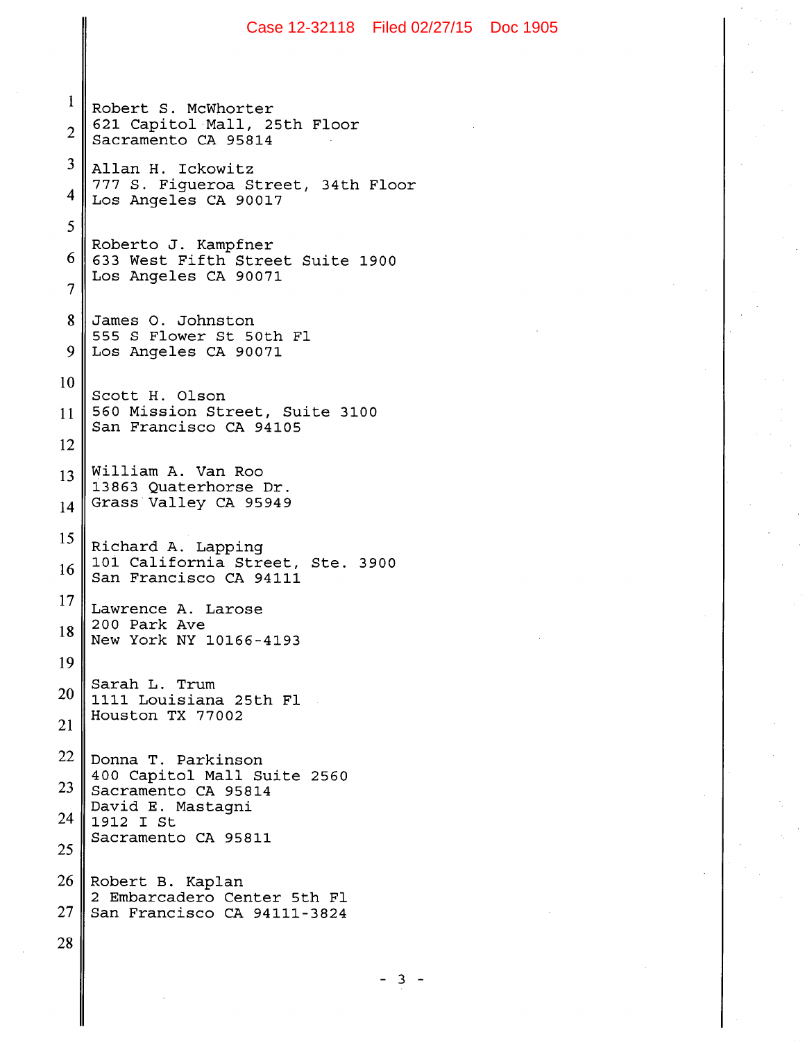Robert S. McWhorter
621 Capitol Mall, 25th Floor
Sacramento CA 95814

Allan H. Ickowitz
777 S. Figueroa Street, 34th Floor
Los Angeles CA 90017

Roberto J. Kampfner
633 West Fifth Street Suite 1900
Los Angeles CA 90071

James O. Johnston
555 S Flower St 50th Fl
Los Angeles CA 90071

Scott H. Olson
560 Mission Street, Suite 3100
San Francisco CA 94105

William A. Van Roo
13863 Quaterhorse Dr.
Grass Valley CA 95949

Richard A. Lapping
101 California Street, Ste. 3900
San Francisco CA 94111

Lawrence A. Larose
200 Park Ave
New York NY 10166-4193

Sarah L. Trum
1111 Louisiana 25th Fl
Houston TX 77002

Donna T. Parkinson
400 Capitol Mall Suite 2560
Sacramento CA 95814

David E. Mastagni
1912 I St
Sacramento CA 95811

Robert B. Kaplan
2 Embarcadero Center 5th Fl
San Francisco CA 94111-3824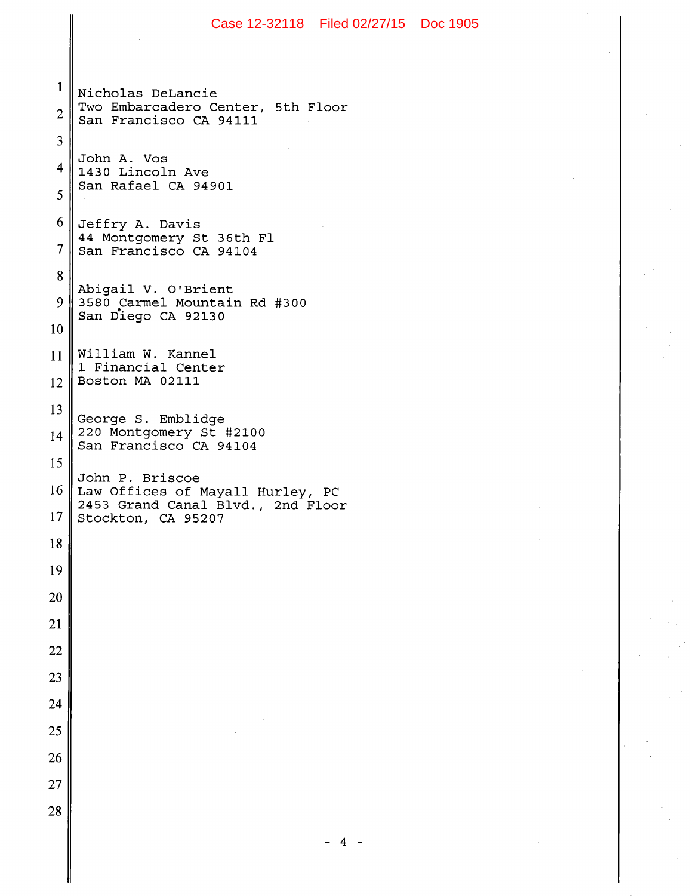Nicholas DeLancie
Two Embarcadero Center, 5th Floor
San Francisco CA 94111

John A. Vos
1430 Lincoln Ave
San Rafael CA 94901

Jeffry A. Davis
44 Montgomery St 36th Fl
San Francisco CA 94104

Abigail V. O'Brient
3580 Carmel Mountain Rd #300
San Diego CA 92130

William W. Kannel
1 Financial Center
Boston MA 02111

George S. Emblidge
220 Montgomery St #2100
San Francisco CA 94104

John P. Briscoe
Law Offices of Mayall Hurley, PC
2453 Grand Canal Blvd., 2nd Floor
Stockton, CA 95207